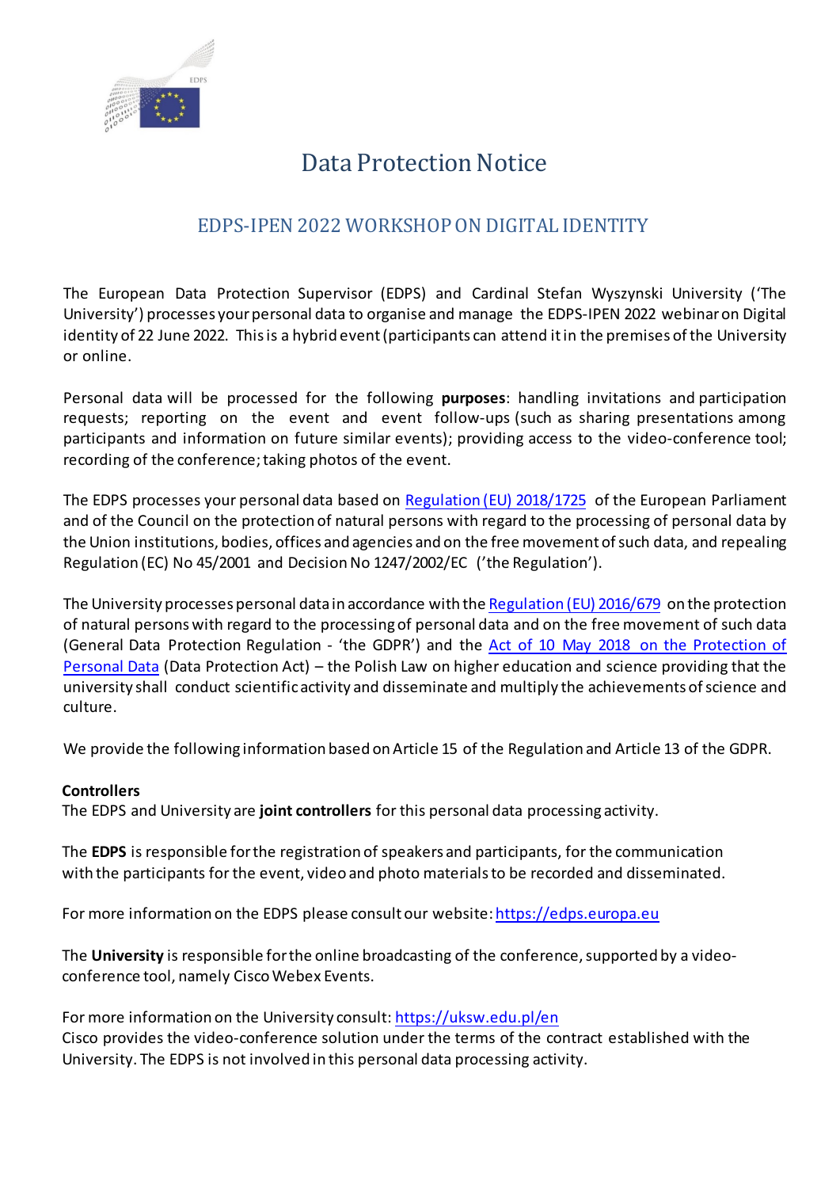# Data Protection Notice

## EDPS-IPEN 2022 WORKSHOP ON DIGITAL IDENTITY

The European Data Protection Supervisor (EDPS) and Cardinal Stefan Wyszynski University ('The University') processes your personal data to organise and manage the EDPS-IPEN 2022 webinar on Digital identity of 22 June 2022. This is a hybrid event (participants can attend it in the premises of the University or online.

Personal data will be processed for the following **purposes**: handling invitations and participation requests; reporting on the event and event follow-ups (such as sharing presentations among participants and information on future similar events); providing access to the video-conference tool; recording of the conference; taking photos of the event.

The EDPS processes your personal data based on Regulation (EU) 2018/1725 of the European Parliament and of the Council on the protection of natural persons with regard to the processing of personal data by the Union institutions, bodies, offices and agencies and on the free movement of such data, and repealing Regulation (EC) No 45/2001 and Decision No 1247/2002/EC ('the Regulation').

The University processes personal data in accordance with the Regulation (EU) 2016/679 on the protection of natural persons with regard to the processing of personal data and on the free movement of such data (General Data Protection Regulation - 'the GDPR') and the Act of 10 May 2018 on the Protection of Personal Data (Data Protection Act) – the Polish Law on higher education and science providing that the university shall conduct scientific activity and disseminate and multiply the achievements of science and culture.

We provide the following information based on Article 15 of the Regulation and Article 13 of the GDPR.

**Controllers**

The EDPS and University are **joint controllers** for this personal data processing activity.

The **EDPS** is responsible for the registration of speakers and participants, for the communication with the participants for the event, video and photo materials to be recorded and disseminated.

For more information on the EDPS please consult our website: https://edps.europa.eu

The **University** is responsible for the online broadcasting of the conference, supported by a video-conference tool, namely Cisco Webex Events.

For more information on the University consult: https://uksw.edu.pl/en

Cisco provides the video-conference solution under the terms of the contract established with the University. The EDPS is not involved in this personal data processing activity.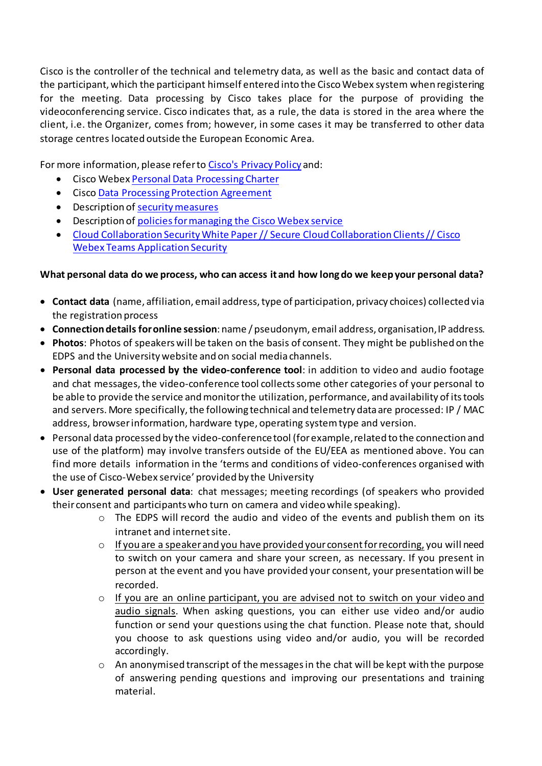Cisco is the controller of the technical and telemetry data, as well as the basic and contact data of the participant, which the participant himself entered into the Cisco Webex system when registering for the meeting. Data processing by Cisco takes place for the purpose of providing the videoconferencing service. Cisco indicates that, as a rule, the data is stored in the area where the client, i.e. the Organizer, comes from; however, in some cases it may be transferred to other data storage centres located outside the European Economic Area.

For more information, please refer to Cisco's Privacy Policy and:

- Cisco Webex Personal Data Processing Charter
- Cisco Data Processing Protection Agreement
- Description of security measures
- Description of policies for managing the Cisco Webex service
- Cloud Collaboration Security White Paper // Secure Cloud Collaboration Clients // Cisco Webex Teams Application Security

**What personal data do we process, who can access it and how long do we keep your personal data?**

- **Contact data** (name, affiliation, email address, type of participation, privacy choices) collected via the registration process
- **Connection details for online session**: name / pseudonym, email address, organisation, IP address.
- **Photos**: Photos of speakers will be taken on the basis of consent. They might be published on the EDPS and the University website and on social media channels.
- **Personal data processed by the video-conference tool**: in addition to video and audio footage and chat messages, the video-conference tool collects some other categories of your personal to be able to provide the service and monitor the utilization, performance, and availability of its tools and servers. More specifically, the following technical and telemetry data are processed: IP / MAC address, browser information, hardware type, operating system type and version.
- Personal data processed by the video-conference tool (for example, related to the connection and use of the platform) may involve transfers outside of the EU/EEA as mentioned above. You can find more details information in the 'terms and conditions of video-conferences organised with the use of Cisco-Webex service' provided by the University
- **User generated personal data**: chat messages; meeting recordings (of speakers who provided their consent and participants who turn on camera and video while speaking).
    - The EDPS will record the audio and video of the events and publish them on its intranet and internet site.
    - If you are a speaker and you have provided your consent for recording, you will need to switch on your camera and share your screen, as necessary. If you present in person at the event and you have provided your consent, your presentation will be recorded.
    - If you are an online participant, you are advised not to switch on your video and audio signals. When asking questions, you can either use video and/or audio function or send your questions using the chat function. Please note that, should you choose to ask questions using video and/or audio, you will be recorded accordingly.
    - An anonymised transcript of the messages in the chat will be kept with the purpose of answering pending questions and improving our presentations and training material.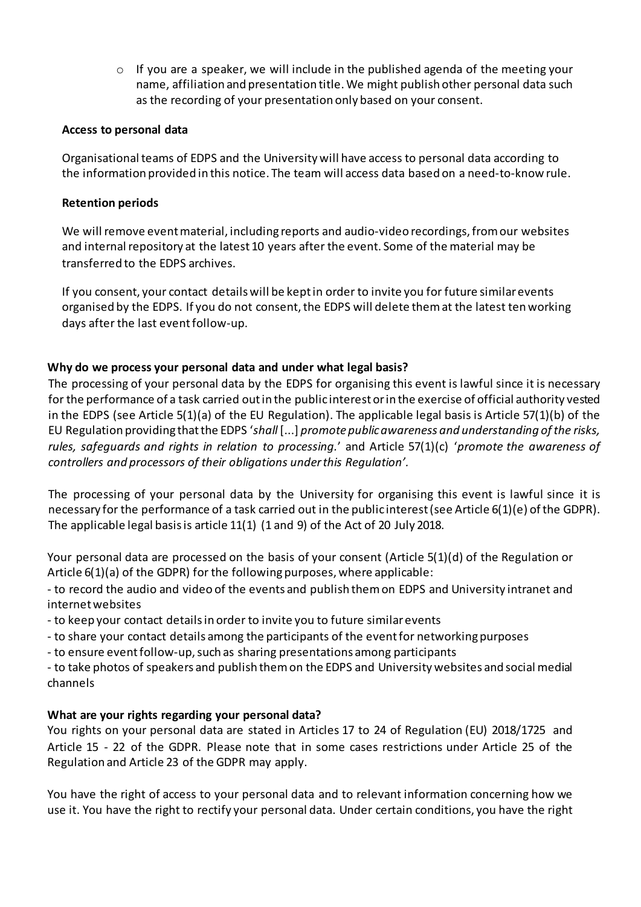- If you are a speaker, we will include in the published agenda of the meeting your name, affiliation and presentation title. We might publish other personal data such as the recording of your presentation only based on your consent.

**Access to personal data**

Organisational teams of EDPS and the University will have access to personal data according to the information provided in this notice. The team will access data based on a need-to-know rule.

**Retention periods**

We will remove event material, including reports and audio-video recordings, from our websites and internal repository at the latest 10 years after the event. Some of the material may be transferred to the EDPS archives.

If you consent, your contact details will be kept in order to invite you for future similar events organised by the EDPS. If you do not consent, the EDPS will delete them at the latest ten working days after the last event follow-up.

**Why do we process your personal data and under what legal basis?**

The processing of your personal data by the EDPS for organising this event is lawful since it is necessary for the performance of a task carried out in the public interest or in the exercise of official authority vested in the EDPS (see Article 5(1)(a) of the EU Regulation). The applicable legal basis is Article 57(1)(b) of the EU Regulation providing that the EDPS '*shall* [...] *promote public awareness and understanding of the risks, rules, safeguards and rights in relation to processing.*' and Article 57(1)(c) '*promote the awareness of controllers and processors of their obligations under this Regulation'.*

The processing of your personal data by the University for organising this event is lawful since it is necessary for the performance of a task carried out in the public interest (see Article 6(1)(e) of the GDPR). The applicable legal basis is article 11(1) (1 and 9) of the Act of 20 July 2018.

Your personal data are processed on the basis of your consent (Article 5(1)(d) of the Regulation or Article 6(1)(a) of the GDPR) for the following purposes, where applicable:

- to record the audio and video of the events and publish them on EDPS and University intranet and internet websites
- to keep your contact details in order to invite you to future similar events
- to share your contact details among the participants of the event for networking purposes
- to ensure event follow-up, such as sharing presentations among participants
- to take photos of speakers and publish them on the EDPS and University websites and social medial channels

**What are your rights regarding your personal data?**

You rights on your personal data are stated in Articles 17 to 24 of Regulation (EU) 2018/1725 and Article 15 - 22 of the GDPR. Please note that in some cases restrictions under Article 25 of the Regulation and Article 23 of the GDPR may apply.

You have the right of access to your personal data and to relevant information concerning how we use it. You have the right to rectify your personal data. Under certain conditions, you have the right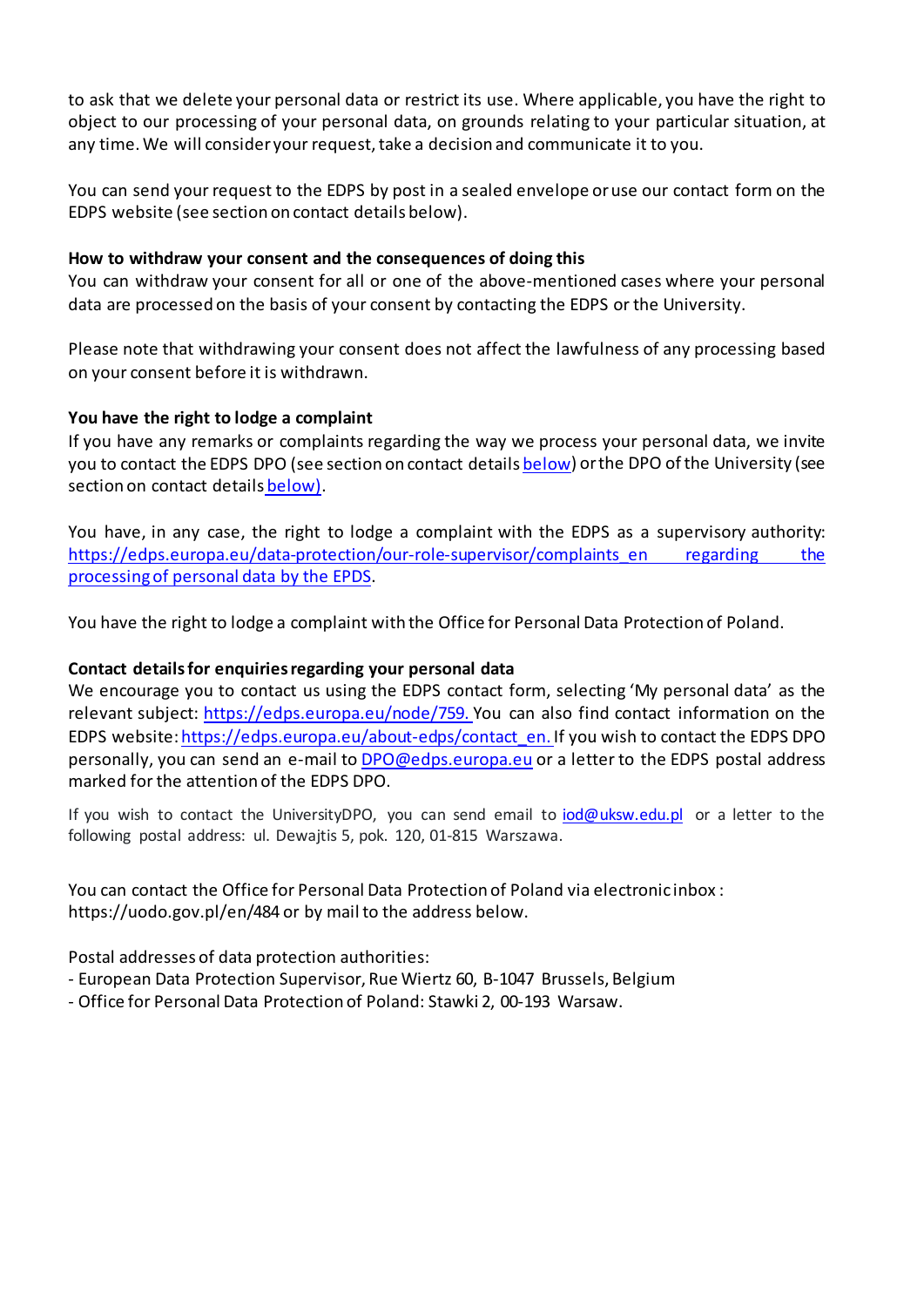to ask that we delete your personal data or restrict its use. Where applicable, you have the right to object to our processing of your personal data, on grounds relating to your particular situation, at any time. We will consider your request, take a decision and communicate it to you.

You can send your request to the EDPS by post in a sealed envelope or use our contact form on the EDPS website (see section on contact details below).

**How to withdraw your consent and the consequences of doing this**

You can withdraw your consent for all or one of the above-mentioned cases where your personal data are processed on the basis of your consent by contacting the EDPS or the University.

Please note that withdrawing your consent does not affect the lawfulness of any processing based on your consent before it is withdrawn.

**You have the right to lodge a complaint**

If you have any remarks or complaints regarding the way we process your personal data, we invite you to contact the EDPS DPO (see section on contact details below) or the DPO of the University (see section on contact details below).

You have, in any case, the right to lodge a complaint with the EDPS as a supervisory authority: https://edps.europa.eu/data-protection/our-role-supervisor/complaints_en regarding the processing of personal data by the EPDS.

You have the right to lodge a complaint with the Office for Personal Data Protection of Poland.

**Contact details for enquiries regarding your personal data**

We encourage you to contact us using the EDPS contact form, selecting 'My personal data' as the relevant subject: https://edps.europa.eu/node/759. You can also find contact information on the EDPS website: https://edps.europa.eu/about-edps/contact_en. If you wish to contact the EDPS DPO personally, you can send an e-mail to DPO@edps.europa.eu or a letter to the EDPS postal address marked for the attention of the EDPS DPO.

If you wish to contact the UniversityDPO, you can send email to iod@uksw.edu.pl or a letter to the following postal address: ul. Dewajtis 5, pok. 120, 01-815 Warszawa.

You can contact the Office for Personal Data Protection of Poland via electronic inbox : https://uodo.gov.pl/en/484 or by mail to the address below.

Postal addresses of data protection authorities:
- European Data Protection Supervisor, Rue Wiertz 60, B-1047 Brussels, Belgium
- Office for Personal Data Protection of Poland: Stawki 2, 00-193 Warsaw.